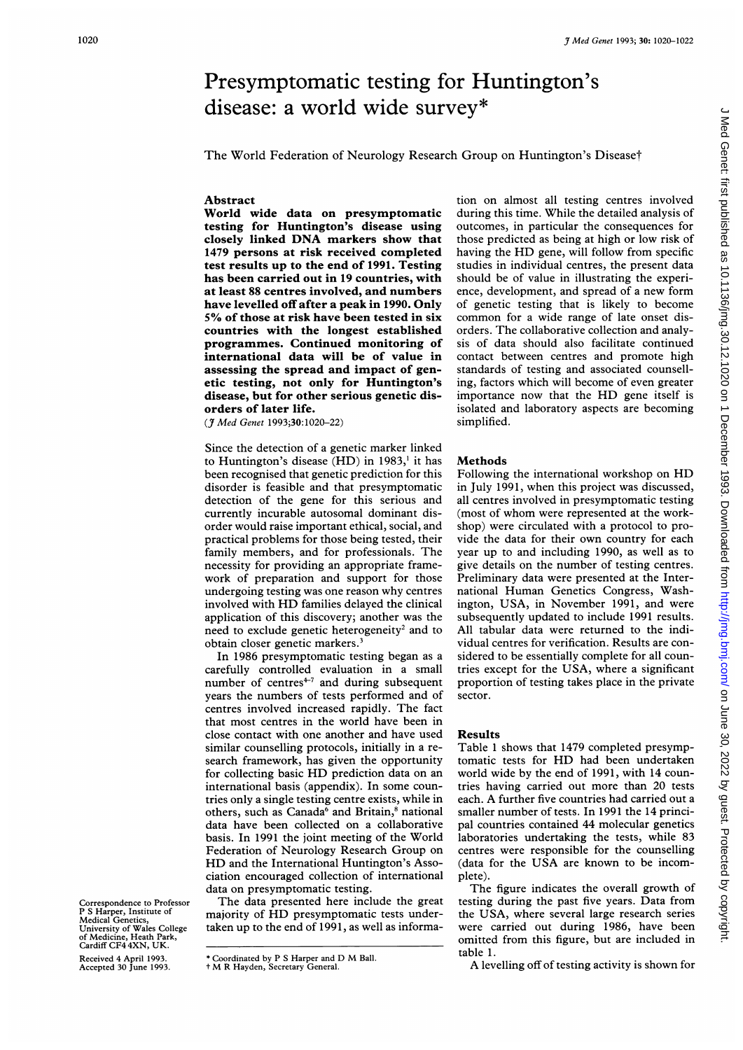# Presymptomatic testing for Huntington's disease: a world wide survey*

The World Federation of Neurology Research Group on Huntington's Disease†

## Abstract

**World wide data on presymptomatic testing for Huntington's disease using closely linked DNA markers show that 1479 persons at risk received completed test results up to the end of 1991. Testing has been carried out in 19 countries, with at least 88 centres involved, and numbers have levelled off after a peak in 1990. Only 5% of those at risk have been tested in six countries with the longest established programmes. Continued monitoring of international data will be of value in assessing the spread and impact of genetic testing, not only for Huntington's disease, but for other serious genetic disorders of later life.**

(*J Med Genet* 1993;**30**:1020–22)

Since the detection of a genetic marker linked to Huntington's disease (HD) in 1983,[1] it has been recognised that genetic prediction for this disorder is feasible and that presymptomatic detection of the gene for this serious and currently incurable autosomal dominant disorder would raise important ethical, social, and practical problems for those being tested, their family members, and for professionals. The necessity for providing an appropriate framework of preparation and support for those undergoing testing was one reason why centres involved with HD families delayed the clinical application of this discovery; another was the need to exclude genetic heterogeneity[2] and to obtain closer genetic markers.[3]

In 1986 presymptomatic testing began as a carefully controlled evaluation in a small number of centres[4–7] and during subsequent years the numbers of tests performed and of centres involved increased rapidly. The fact that most centres in the world have been in close contact with one another and have used similar counselling protocols, initially in a research framework, has given the opportunity for collecting basic HD prediction data on an international basis (appendix). In some countries only a single testing centre exists, while in others, such as Canada[6] and Britain,[8] national data have been collected on a collaborative basis. In 1991 the joint meeting of the World Federation of Neurology Research Group on HD and the International Huntington's Association encouraged collection of international data on presymptomatic testing.

The data presented here include the great majority of HD presymptomatic tests undertaken up to the end of 1991, as well as information on almost all testing centres involved during this time. While the detailed analysis of outcomes, in particular the consequences for those predicted as being at high or low risk of having the HD gene, will follow from specific studies in individual centres, the present data should be of value in illustrating the experience, development, and spread of a new form of genetic testing that is likely to become common for a wide range of late onset disorders. The collaborative collection and analysis of data should also facilitate continued contact between centres and promote high standards of testing and associated counselling, factors which will become of even greater importance now that the HD gene itself is isolated and laboratory aspects are becoming simplified.

## Methods

Following the international workshop on HD in July 1991, when this project was discussed, all centres involved in presymptomatic testing (most of whom were represented at the workshop) were circulated with a protocol to provide the data for their own country for each year up to and including 1990, as well as to give details on the number of testing centres. Preliminary data were presented at the International Human Genetics Congress, Washington, USA, in November 1991, and were subsequently updated to include 1991 results. All tabular data were returned to the individual centres for verification. Results are considered to be essentially complete for all countries except for the USA, where a significant proportion of testing takes place in the private sector.

## Results

Table 1 shows that 1479 completed presymptomatic tests for HD had been undertaken world wide by the end of 1991, with 14 countries having carried out more than 20 tests each. A further five countries had carried out a smaller number of tests. In 1991 the 14 principal countries contained 44 molecular genetics laboratories undertaking the tests, while 83 centres were responsible for the counselling (data for the USA are known to be incomplete).

The figure indicates the overall growth of testing during the past five years. Data from the USA, where several large research series were carried out during 1986, have been omitted from this figure, but are included in table 1.

A levelling off of testing activity is shown for

Correspondence to Professor P S Harper, Institute of Medical Genetics, University of Wales College of Medicine, Heath Park, Cardiff CF4 4XN, UK.

Received 4 April 1993.
Accepted 30 June 1993.

\* Coordinated by P S Harper and D M Ball.
† M R Hayden, Secretary General.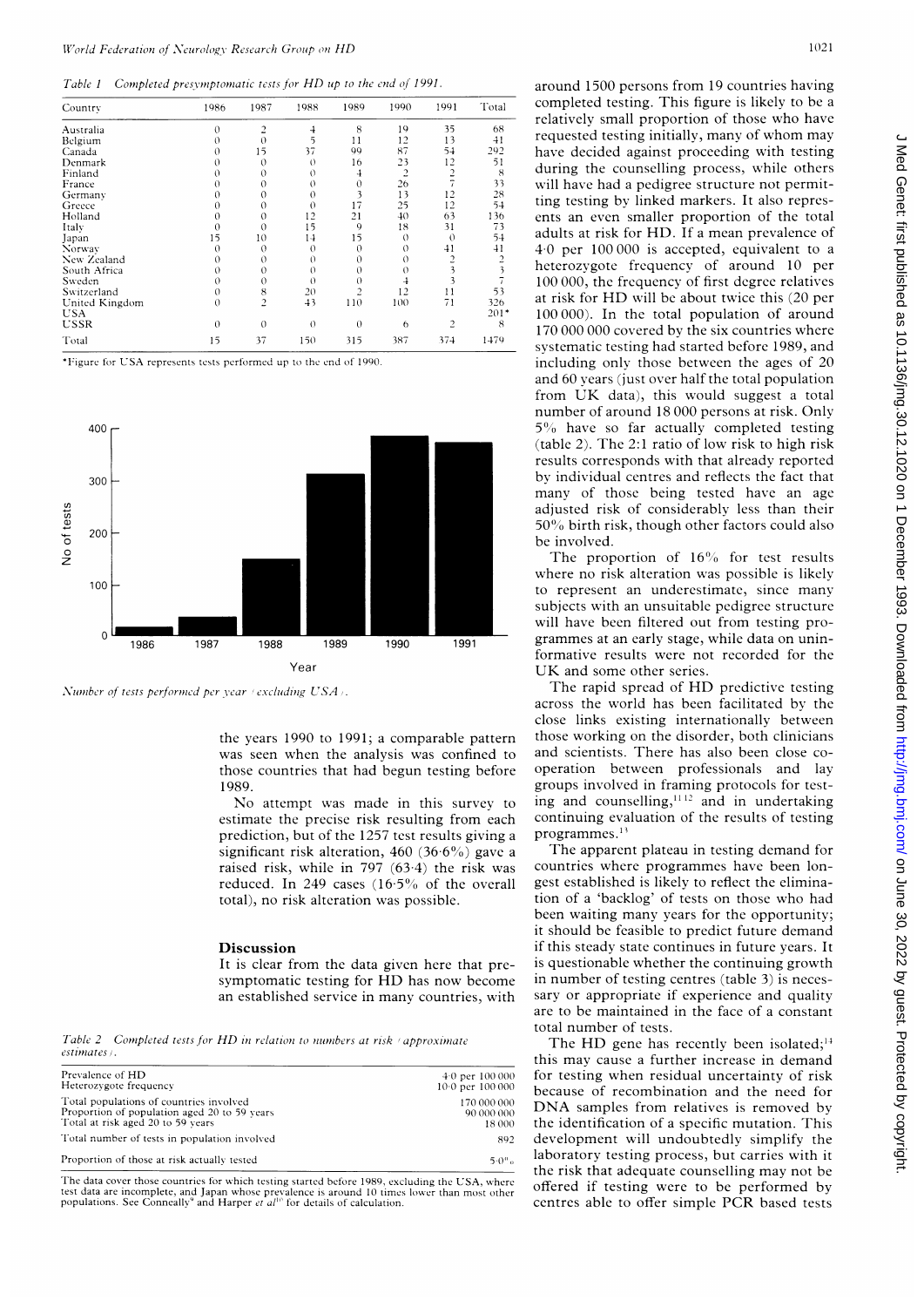*Table 1 Completed presymptomatic tests for HD up to the end of 1991.*

| Country | 1986 | 1987 | 1988 | 1989 | 1990 | 1991 | Total |
|---|---|---|---|---|---|---|---|
| Australia | 0 | 2 | 4 | 8 | 19 | 35 | 68 |
| Belgium | 0 | 0 | 5 | 11 | 12 | 13 | 41 |
| Canada | 0 | 15 | 37 | 99 | 87 | 54 | 292 |
| Denmark | 0 | 0 | 0 | 16 | 23 | 12 | 51 |
| Finland | 0 | 0 | 0 | 4 | 2 | 2 | 8 |
| France | 0 | 0 | 0 | 0 | 26 | 7 | 33 |
| Germany | 0 | 0 | 0 | 3 | 13 | 12 | 28 |
| Greece | 0 | 0 | 0 | 17 | 25 | 12 | 54 |
| Holland | 0 | 0 | 12 | 21 | 40 | 63 | 136 |
| Italy | 0 | 0 | 15 | 9 | 18 | 31 | 73 |
| Japan | 15 | 10 | 14 | 15 | 0 | 0 | 54 |
| Norway | 0 | 0 | 0 | 0 | 0 | 41 | 41 |
| New Zealand | 0 | 0 | 0 | 0 | 0 | 2 | 2 |
| South Africa | 0 | 0 | 0 | 0 | 0 | 3 | 3 |
| Sweden | 0 | 0 | 0 | 0 | 4 | 3 | 7 |
| Switzerland | 0 | 8 | 20 | 2 | 12 | 11 | 53 |
| United Kingdom | 0 | 2 | 43 | 110 | 100 | 71 | 326 |
| USA | | | | | | | 201* |
| USSR | 0 | 0 | 0 | 0 | 6 | 2 | 8 |
| Total | 15 | 37 | 150 | 315 | 387 | 374 | 1479 |

*Figure for USA represents tests performed up to the end of 1990.

*Number of tests performed per year (excluding USA).*

the years 1990 to 1991; a comparable pattern was seen when the analysis was confined to those countries that had begun testing before 1989.

No attempt was made in this survey to estimate the precise risk resulting from each prediction, but of the 1257 test results giving a significant risk alteration, 460 (36·6%) gave a raised risk, while in 797 (63·4) the risk was reduced. In 249 cases (16·5% of the overall total), no risk alteration was possible.

## Discussion

It is clear from the data given here that presymptomatic testing for HD has now become an established service in many countries, with around 1500 persons from 19 countries having completed testing. This figure is likely to be a relatively small proportion of those who have requested testing initially, many of whom may have decided against proceeding with testing during the counselling process, while others will have had a pedigree structure not permitting testing by linked markers. It also represents an even smaller proportion of the total adults at risk for HD. If a mean prevalence of 4·0 per 100 000 is accepted, equivalent to a heterozygote frequency of around 10 per 100 000, the frequency of first degree relatives at risk for HD will be about twice this (20 per 100 000). In the total population of around 170 000 000 covered by the six countries where systematic testing had started before 1989, and including only those between the ages of 20 and 60 years (just over half the total population from UK data), this would suggest a total number of around 18 000 persons at risk. Only 5% have so far actually completed testing (table 2). The 2:1 ratio of low risk to high risk results corresponds with that already reported by individual centres and reflects the fact that many of those being tested have an age adjusted risk of considerably less than their 50% birth risk, though other factors could also be involved.

*Table 2 Completed tests for HD in relation to numbers at risk (approximate estimates).*

| | |
|---|---|
| Prevalence of HD | 4·0 per 100 000 |
| Heterozygote frequency | 10·0 per 100 000 |
| Total populations of countries involved | 170 000 000 |
| Proportion of population aged 20 to 59 years | 90 000 000 |
| Total at risk aged 20 to 59 years | 18 000 |
| Total number of tests in population involved | 892 |
| Proportion of those at risk actually tested | 5·0% |

The data cover those countries for which testing started before 1989, excluding the USA, where test data are incomplete, and Japan whose prevalence is around 10 times lower than most other populations. See Conneally[9] and Harper *et al*[10] for details of calculation.

The proportion of 16% for test results where no risk alteration was possible is likely to represent an underestimate, since many subjects with an unsuitable pedigree structure will have been filtered out from testing programmes at an early stage, while data on uninformative results were not recorded for the UK and some other series.

The rapid spread of HD predictive testing across the world has been facilitated by the close links existing internationally between those working on the disorder, both clinicians and scientists. There has also been close cooperation between professionals and lay groups involved in framing protocols for testing and counselling,[11,12] and in undertaking continuing evaluation of the results of testing programmes.[13]

The apparent plateau in testing demand for countries where programmes have been longest established is likely to reflect the elimination of a 'backlog' of tests on those who had been waiting many years for the opportunity; it should be feasible to predict future demand if this steady state continues in future years. It is questionable whether the continuing growth in number of testing centres (table 3) is necessary or appropriate if experience and quality are to be maintained in the face of a constant total number of tests.

The HD gene has recently been isolated;[14] this may cause a further increase in demand for testing when residual uncertainty of risk because of recombination and the need for DNA samples from relatives is removed by the identification of a specific mutation. This development will undoubtedly simplify the laboratory testing process, but carries with it the risk that adequate counselling may not be offered if testing were to be performed by centres able to offer simple PCR based tests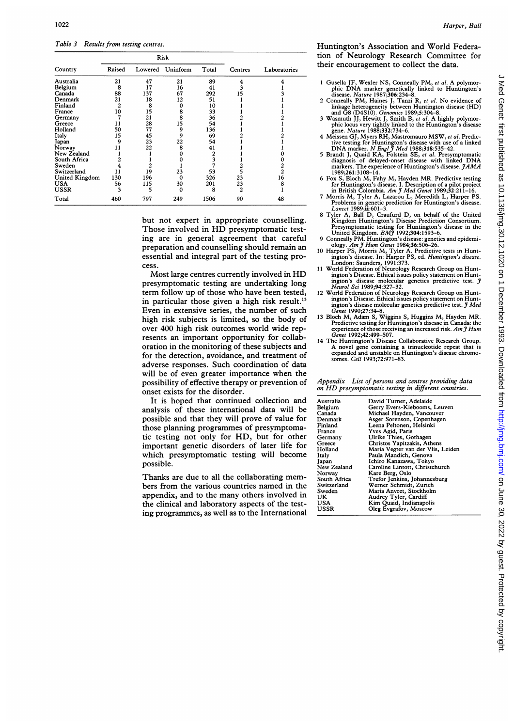*Table 3 Results from testing centres.*

| Country | Risk | | | | Centres | Laboratories |
|---|---|---|---|---|---|---|
| | Raised | Lowered | Uninform | Total | | |
| Australia | 21 | 47 | 21 | 89 | 4 | 4 |
| Belgium | 8 | 17 | 16 | 41 | 3 | 1 |
| Canada | 88 | 137 | 67 | 292 | 15 | 3 |
| Denmark | 21 | 18 | 12 | 51 | 1 | 1 |
| Finland | 2 | 8 | 0 | 10 | 1 | 1 |
| France | 10 | 15 | 8 | 33 | 1 | 1 |
| Germany | 7 | 21 | 8 | 36 | 2 | 2 |
| Greece | 11 | 28 | 15 | 54 | 1 | 1 |
| Holland | 50 | 77 | 9 | 136 | 1 | 1 |
| Italy | 15 | 45 | 9 | 69 | 2 | 2 |
| Japan | 9 | 23 | 22 | 54 | 1 | 1 |
| Norway | 11 | 22 | 8 | 41 | 1 | 1 |
| New Zealand | 1 | 1 | 0 | 2 | 1 | 0 |
| South Africa | 2 | 1 | 0 | 3 | 1 | 0 |
| Sweden | 4 | 2 | 1 | 7 | 2 | 2 |
| Switzerland | 11 | 19 | 23 | 53 | 5 | 2 |
| United Kingdom | 130 | 196 | 0 | 326 | 23 | 16 |
| USA | 56 | 115 | 30 | 201 | 23 | 8 |
| USSR | 3 | 5 | 0 | 8 | 2 | 1 |
| Total | 460 | 797 | 249 | 1506 | 90 | 48 |

but not expert in appropriate counselling. Those involved in HD presymptomatic testing are in general agreement that careful preparation and counselling should remain an essential and integral part of the testing process.

Most large centres currently involved in HD presymptomatic testing are undertaking long term follow up of those who have been tested, in particular those given a high risk result.[13] Even in extensive series, the number of such high risk subjects is limited, so the body of over 400 high risk outcomes world wide represents an important opportunity for collaboration in the monitoring of these subjects and for the detection, avoidance, and treatment of adverse responses. Such coordination of data will be of even greater importance when the possibility of effective therapy or prevention of onset exists for the disorder.

It is hoped that continued collection and analysis of these international data will be possible and that they will prove of value for those planning programmes of presymptomatic testing not only for HD, but for other important genetic disorders of later life for which presymptomatic testing will become possible.

Thanks are due to all the collaborating members from the various countries named in the appendix, and to the many others involved in the clinical and laboratory aspects of the testing programmes, as well as to the International Huntington's Association and World Federation of Neurology Research Committee for their encouragement to collect the data.

1. Gusella JF, Wexler NS, Conneally PM, *et al.* A polymorphic DNA marker genetically linked to Huntington's disease. *Nature* 1987;**306**:234–8.
2. Conneally PM, Haines J, Tanzi R, *et al.* No evidence of linkage heterogeneity between Huntington disease (HD) and G8 (D4S10). *Genomics* 1989;**5**:304–8.
3. Wasmuth JJ, Hewitt J, Smith B, *et al.* A highly polymorphic locus very tightly linked to the Huntington's disease gene. *Nature* 1988;**332**:734–6.
4. Meissen GJ, Myers RH, Mastromauro MSW, *et al.* Predictive testing for Huntington's disease with use of a linked DNA marker. *N Engl J Med* 1988;**318**:535–42.
5. Brandt J, Quaid KA, Folstein SE, *et al.* Presymptomatic diagnosis of delayed-onset disease with linked DNA markers. The experience of Huntington's disease. *JAMA* 1989;**261**:3108–14.
6. Fox S, Bloch M, Fahy M, Hayden MR. Predictive testing for Huntington's disease. I. Description of a pilot project in British Colombia. *Am J Med Genet* 1989;**32**:211–16.
7. Morris M, Tyler A, Lazarou L, Meredith L, Harper PS. Problems in genetic prediction for Huntington's disease. *Lancet* 1989;**ii**:601–3.
8. Tyler A, Ball D, Craufurd D, on behalf of the United Kingdom Huntington's Disease Prediction Consortium. Presymptomatic testing for Huntington's disease in the United Kingdom. *BMJ* 1992;**304**:1593–6.
9. Conneally PM. Huntington's disease: genetics and epidemiology. *Am J Hum Genet* 1984;**36**:506–26.
10. Harper PS, Morris M, Tyler A. Predictive tests in Huntington's disease. In: Harper PS, ed. *Huntington's disease.* London: Saunders, 1991:373.
11. World Federation of Neurology Research Group on Huntington's Disease. Ethical issues policy statement on Huntington's disease molecular genetics predictive test. *J Neurol Sci* 1989;**94**:327–32.
12. World Federation of Neurology Research Group on Huntington's Disease. Ethical issues policy statement on Huntington's disease molecular genetics predictive test. *J Med Genet* 1990;**27**:34–8.
13. Bloch M, Adam S, Wiggins S, Huggins M, Hayden MR. Predictive testing for Huntington's disease in Canada: the experience of those receiving an increased risk. *Am J Hum Genet* 1992;**42**:499–507.
14. The Huntington's Disease Collaborative Research Group. A novel gene containing a trinucleotide repeat that is expanded and unstable on Huntington's disease chromosomes. *Cell* 1993;**72**:971–83.

*Appendix List of persons and centres providing data on HD presymptomatic testing in different countries.*

| | |
|---|---|
| Australia | David Turner, Adelaide |
| Belgium | Gerry Evers-Kiebooms, Leuven |
| Canada | Michael Hayden, Vancouver |
| Denmark | Asger Sorenson, Copenhagen |
| Finland | Leena Peltonen, Helsinki |
| France | Yves Agid, Paris |
| Germany | Ulrike Thies, Gothagen |
| Greece | Christos Yapitzakis, Athens |
| Holland | Maria Vegter van der Vlis, Leiden |
| Italy | Paula Mandich, Genova |
| Japan | Ichiro Kanazawa, Tokyo |
| New Zealand | Caroline Lintott, Christchurch |
| Norway | Kare Berg, Oslo |
| South Africa | Trefor Jenkins, Johannesburg |
| Switzerland | Werner Schmidt, Zurich |
| Sweden | Maria Anvret, Stockholm |
| UK | Audrey Tyler, Cardiff |
| USA | Kim Quaid, Indianapolis |
| USSR | Oleg Evgrafov, Moscow |